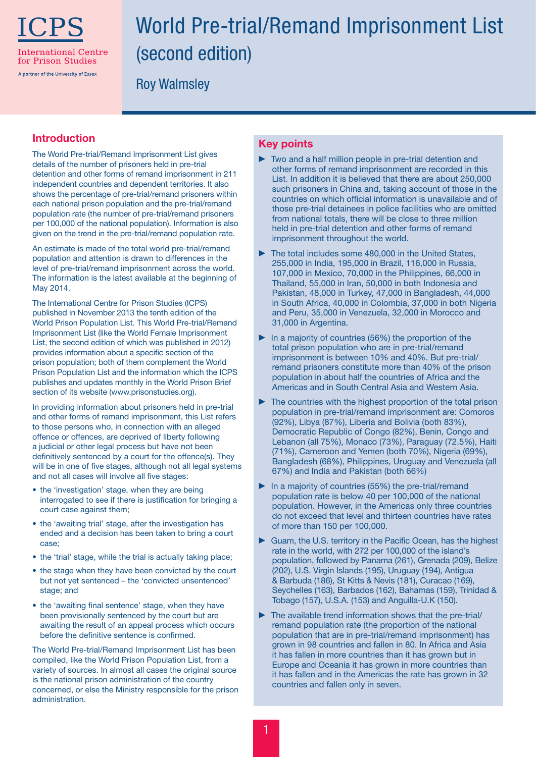ICPS

International Centre for Prison Studies

A partner of the University of Essex

# World Pre-trial/Remand Imprisonment List (second edition)

Roy Walmsley

## Introduction

The World Pre-trial/Remand Imprisonment List gives details of the number of prisoners held in pre-trial detention and other forms of remand imprisonment in 211 independent countries and dependent territories. It also shows the percentage of pre-trial/remand prisoners within each national prison population and the pre-trial/remand population rate (the number of pre-trial/remand prisoners per 100,000 of the national population). Information is also given on the trend in the pre-trial/remand population rate.

An estimate is made of the total world pre-trial/remand population and attention is drawn to differences in the level of pre-trial/remand imprisonment across the world. The information is the latest available at the beginning of May 2014.

The International Centre for Prison Studies (ICPS) published in November 2013 the tenth edition of the World Prison Population List. This World Pre-trial/Remand Imprisonment List (like the World Female Imprisonment List, the second edition of which was published in 2012) provides information about a specific section of the prison population; both of them complement the World Prison Population List and the information which the ICPS publishes and updates monthly in the World Prison Brief section of its website (www.prisonstudies.org).

In providing information about prisoners held in pre-trial and other forms of remand imprisonment, this List refers to those persons who, in connection with an alleged offence or offences, are deprived of liberty following a judicial or other legal process but have not been definitively sentenced by a court for the offence(s). They will be in one of five stages, although not all legal systems and not all cases will involve all five stages:

- the 'investigation' stage, when they are being interrogated to see if there is justification for bringing a court case against them;
- the 'awaiting trial' stage, after the investigation has ended and a decision has been taken to bring a court case;
- the 'trial' stage, while the trial is actually taking place;
- the stage when they have been convicted by the court but not yet sentenced – the 'convicted unsentenced' stage; and
- the 'awaiting final sentence' stage, when they have been provisionally sentenced by the court but are awaiting the result of an appeal process which occurs before the definitive sentence is confirmed.

The World Pre-trial/Remand Imprisonment List has been compiled, like the World Prison Population List, from a variety of sources. In almost all cases the original source is the national prison administration of the country concerned, or else the Ministry responsible for the prison administration.

## Key points

- Two and a half million people in pre-trial detention and other forms of remand imprisonment are recorded in this List. In addition it is believed that there are about 250,000 such prisoners in China and, taking account of those in the countries on which official information is unavailable and of those pre-trial detainees in police facilities who are omitted from national totals, there will be close to three million held in pre-trial detention and other forms of remand imprisonment throughout the world.
- The total includes some 480,000 in the United States, 255,000 in India, 195,000 in Brazil, 116,000 in Russia, 107,000 in Mexico, 70,000 in the Philippines, 66,000 in Thailand, 55,000 in Iran, 50,000 in both Indonesia and Pakistan, 48,000 in Turkey, 47,000 in Bangladesh, 44,000 in South Africa, 40,000 in Colombia, 37,000 in both Nigeria and Peru, 35,000 in Venezuela, 32,000 in Morocco and 31,000 in Argentina.
- In a majority of countries (56%) the proportion of the total prison population who are in pre-trial/remand imprisonment is between 10% and 40%. But pre-trial/remand prisoners constitute more than 40% of the prison population in about half the countries of Africa and the Americas and in South Central Asia and Western Asia.
- The countries with the highest proportion of the total prison population in pre-trial/remand imprisonment are: Comoros (92%), Libya (87%), Liberia and Bolivia (both 83%), Democratic Republic of Congo (82%), Benin, Congo and Lebanon (all 75%), Monaco (73%), Paraguay (72.5%), Haiti (71%), Cameroon and Yemen (both 70%), Nigeria (69%), Bangladesh (68%), Philippines, Uruguay and Venezuela (all 67%) and India and Pakistan (both 66%)
- In a majority of countries (55%) the pre-trial/remand population rate is below 40 per 100,000 of the national population. However, in the Americas only three countries do not exceed that level and thirteen countries have rates of more than 150 per 100,000.
- Guam, the U.S. territory in the Pacific Ocean, has the highest rate in the world, with 272 per 100,000 of the island's population, followed by Panama (261), Grenada (209), Belize (202), U.S. Virgin Islands (195), Uruguay (194), Antigua & Barbuda (186), St Kitts & Nevis (181), Curacao (169), Seychelles (163), Barbados (162), Bahamas (159), Trinidad & Tobago (157), U.S.A. (153) and Anguilla-U.K (150).
- The available trend information shows that the pre-trial/remand population rate (the proportion of the national population that are in pre-trial/remand imprisonment) has grown in 98 countries and fallen in 80. In Africa and Asia it has fallen in more countries than it has grown but in Europe and Oceania it has grown in more countries than it has fallen and in the Americas the rate has grown in 32 countries and fallen only in seven.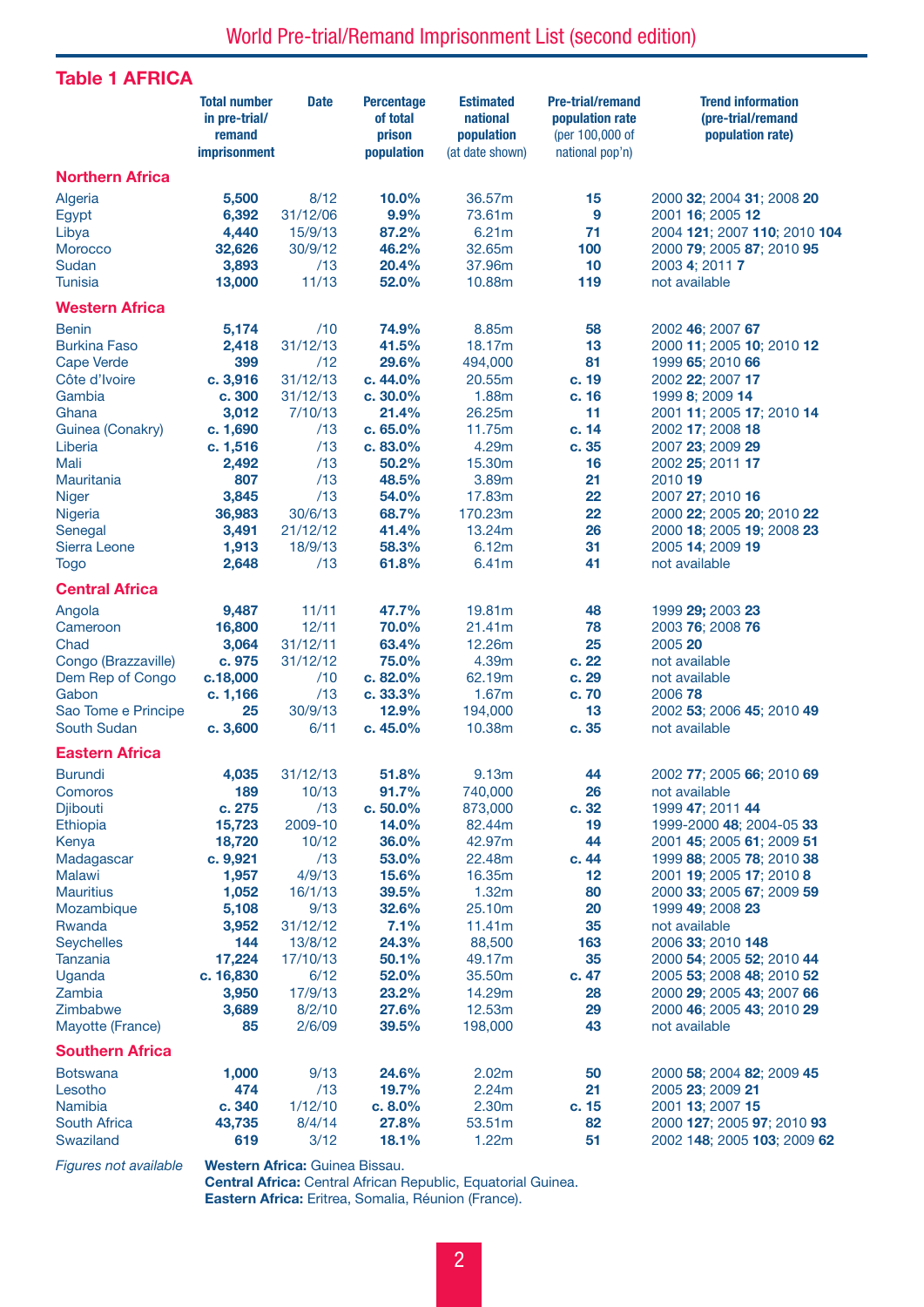# World Pre-trial/Remand Imprisonment List (second edition)

## Table 1 AFRICA

| | Total number in pre-trial/ remand imprisonment | Date | Percentage of total prison population | Estimated national population (at date shown) | Pre-trial/remand population rate (per 100,000 of national pop'n) | Trend information (pre-trial/remand population rate) |
|---|---|---|---|---|---|---|
| **Northern Africa** | | | | | | |
| Algeria | **5,500** | 8/12 | **10.0%** | 36.57m | **15** | 2000 **32**; 2004 **31**; 2008 **20** |
| Egypt | **6,392** | 31/12/06 | **9.9%** | 73.61m | **9** | 2001 **16**; 2005 **12** |
| Libya | **4,440** | 15/9/13 | **87.2%** | 6.21m | **71** | 2004 **121**; 2007 **110**; 2010 **104** |
| Morocco | **32,626** | 30/9/12 | **46.2%** | 32.65m | **100** | 2000 **79**; 2005 **87**; 2010 **95** |
| Sudan | **3,893** | /13 | **20.4%** | 37.96m | **10** | 2003 **4**; 2011 **7** |
| Tunisia | **13,000** | 11/13 | **52.0%** | 10.88m | **119** | not available |
| **Western Africa** | | | | | | |
| Benin | **5,174** | /10 | **74.9%** | 8.85m | **58** | 2002 **46**; 2007 **67** |
| Burkina Faso | **2,418** | 31/12/13 | **41.5%** | 18.17m | **13** | 2000 **11**; 2005 **10**; 2010 **12** |
| Cape Verde | **399** | /12 | **29.6%** | 494,000 | **81** | 1999 **65**; 2010 **66** |
| Côte d'Ivoire | **c. 3,916** | 31/12/13 | **c. 44.0%** | 20.55m | **c. 19** | 2002 **22**; 2007 **17** |
| Gambia | **c. 300** | 31/12/13 | **c. 30.0%** | 1.88m | **c. 16** | 1999 **8**; 2009 **14** |
| Ghana | **3,012** | 7/10/13 | **21.4%** | 26.25m | **11** | 2001 **11**; 2005 **17**; 2010 **14** |
| Guinea (Conakry) | **c. 1,690** | /13 | **c. 65.0%** | 11.75m | **c. 14** | 2002 **17**; 2008 **18** |
| Liberia | **c. 1,516** | /13 | **c. 83.0%** | 4.29m | **c. 35** | 2007 **23**; 2009 **29** |
| Mali | **2,492** | /13 | **50.2%** | 15.30m | **16** | 2002 **25**; 2011 **17** |
| Mauritania | **807** | /13 | **48.5%** | 3.89m | **21** | 2010 **19** |
| Niger | **3,845** | /13 | **54.0%** | 17.83m | **22** | 2007 **27**; 2010 **16** |
| Nigeria | **36,983** | 30/6/13 | **68.7%** | 170.23m | **22** | 2000 **22**; 2005 **20**; 2010 **22** |
| Senegal | **3,491** | 21/12/12 | **41.4%** | 13.24m | **26** | 2000 **18**; 2005 **19**; 2008 **23** |
| Sierra Leone | **1,913** | 18/9/13 | **58.3%** | 6.12m | **31** | 2005 **14**; 2009 **19** |
| Togo | **2,648** | /13 | **61.8%** | 6.41m | **41** | not available |
| **Central Africa** | | | | | | |
| Angola | **9,487** | 11/11 | **47.7%** | 19.81m | **48** | 1999 **29**; 2003 **23** |
| Cameroon | **16,800** | 12/11 | **70.0%** | 21.41m | **78** | 2003 **76**; 2008 **76** |
| Chad | **3,064** | 31/12/11 | **63.4%** | 12.26m | **25** | 2005 **20** |
| Congo (Brazzaville) | **c. 975** | 31/12/12 | **75.0%** | 4.39m | **c. 22** | not available |
| Dem Rep of Congo | **c.18,000** | /10 | **c. 82.0%** | 62.19m | **c. 29** | not available |
| Gabon | **c. 1,166** | /13 | **c. 33.3%** | 1.67m | **c. 70** | 2006 **78** |
| Sao Tome e Principe | **25** | 30/9/13 | **12.9%** | 194,000 | **13** | 2002 **53**; 2006 **45**; 2010 **49** |
| South Sudan | **c. 3,600** | 6/11 | **c. 45.0%** | 10.38m | **c. 35** | not available |
| **Eastern Africa** | | | | | | |
| Burundi | **4,035** | 31/12/13 | **51.8%** | 9.13m | **44** | 2002 **77**; 2005 **66**; 2010 **69** |
| Comoros | **189** | 10/13 | **91.7%** | 740,000 | **26** | not available |
| Djibouti | **c. 275** | /13 | **c. 50.0%** | 873,000 | **c. 32** | 1999 **47**; 2011 **44** |
| Ethiopia | **15,723** | 2009-10 | **14.0%** | 82.44m | **19** | 1999-2000 **48**; 2004-05 **33** |
| Kenya | **18,720** | 10/12 | **36.0%** | 42.97m | **44** | 2001 **45**; 2005 **61**; 2009 **51** |
| Madagascar | **c. 9,921** | /13 | **53.0%** | 22.48m | **c. 44** | 1999 **88**; 2005 **78**; 2010 **38** |
| Malawi | **1,957** | 4/9/13 | **15.6%** | 16.35m | **12** | 2001 **19**; 2005 **17**; 2010 **8** |
| Mauritius | **1,052** | 16/1/13 | **39.5%** | 1.32m | **80** | 2000 **33**; 2005 **67**; 2009 **59** |
| Mozambique | **5,108** | 9/13 | **32.6%** | 25.10m | **20** | 1999 **49**; 2008 **23** |
| Rwanda | **3,952** | 31/12/12 | **7.1%** | 11.41m | **35** | not available |
| Seychelles | **144** | 13/8/12 | **24.3%** | 88,500 | **163** | 2006 **33**; 2010 **148** |
| Tanzania | **17,224** | 17/10/13 | **50.1%** | 49.17m | **35** | 2000 **54**; 2005 **52**; 2010 **44** |
| Uganda | **c. 16,830** | 6/12 | **52.0%** | 35.50m | **c. 47** | 2005 **53**; 2008 **48**; 2010 **52** |
| Zambia | **3,950** | 17/9/13 | **23.2%** | 14.29m | **28** | 2000 **29**; 2005 **43**; 2007 **66** |
| Zimbabwe | **3,689** | 8/2/10 | **27.6%** | 12.53m | **29** | 2000 **46**; 2005 **43**; 2010 **29** |
| Mayotte (France) | **85** | 2/6/09 | **39.5%** | 198,000 | **43** | not available |
| **Southern Africa** | | | | | | |
| Botswana | **1,000** | 9/13 | **24.6%** | 2.02m | **50** | 2000 **58**; 2004 **82**; 2009 **45** |
| Lesotho | **474** | /13 | **19.7%** | 2.24m | **21** | 2005 **23**; 2009 **21** |
| Namibia | **c. 340** | 1/12/10 | **c. 8.0%** | 2.30m | **c. 15** | 2001 **13**; 2007 **15** |
| South Africa | **43,735** | 8/4/14 | **27.8%** | 53.51m | **82** | 2000 **127**; 2005 **97**; 2010 **93** |
| Swaziland | **619** | 3/12 | **18.1%** | 1.22m | **51** | 2002 **148**; 2005 **103**; 2009 **62** |

*Figures not available*
**Western Africa:** Guinea Bissau.
**Central Africa:** Central African Republic, Equatorial Guinea.
**Eastern Africa:** Eritrea, Somalia, Réunion (France).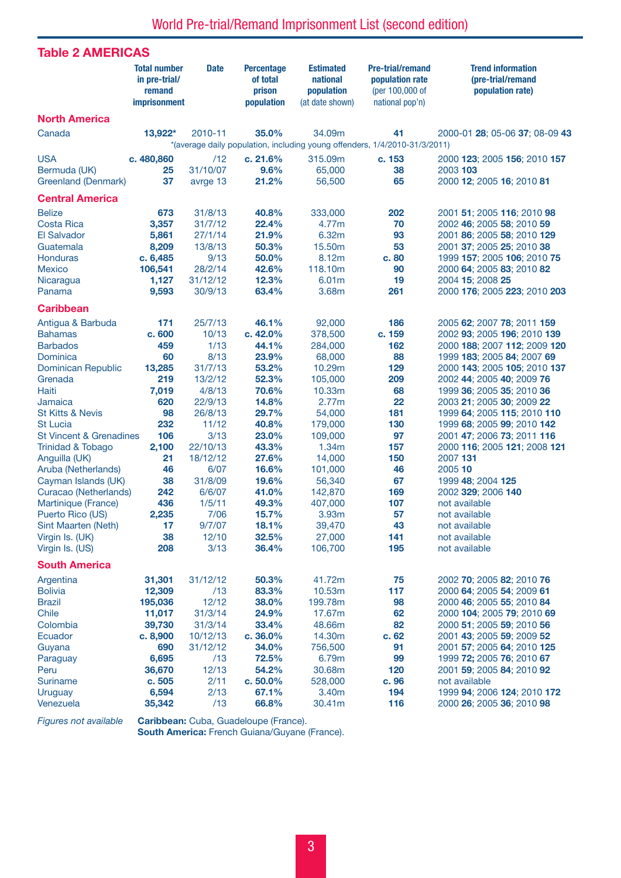# World Pre-trial/Remand Imprisonment List (second edition)

## Table 2 AMERICAS

| | Total number in pre-trial/ remand imprisonment | Date | Percentage of total prison population | Estimated national population (at date shown) | Pre-trial/remand population rate (per 100,000 of national pop'n) | Trend information (pre-trial/remand population rate) |
|---|---|---|---|---|---|---|
| **North America** | | | | | | |
| Canada | **13,922*** | 2010-11 | **35.0%** | 34.09m | **41** | 2000-01 **28**; 05-06 **37**; 08-09 **43** |
| | *(average daily population, including young offenders, 1/4/2010-31/3/2011) | | | | | |
| USA | **c. 480,860** | /12 | **c. 21.6%** | 315.09m | **c. 153** | 2000 **123**; 2005 **156**; 2010 **157** |
| Bermuda (UK) | **25** | 31/10/07 | **9.6%** | 65,000 | **38** | 2003 **103** |
| Greenland (Denmark) | **37** | avrge 13 | **21.2%** | 56,500 | **65** | 2000 **12**; 2005 **16**; 2010 **81** |
| **Central America** | | | | | | |
| Belize | **673** | 31/8/13 | **40.8%** | 333,000 | **202** | 2001 **51**; 2005 **116**; 2010 **98** |
| Costa Rica | **3,357** | 31/7/12 | **22.4%** | 4.77m | **70** | 2002 **46**; 2005 **58**; 2010 **59** |
| El Salvador | **5,861** | 27/1/14 | **21.9%** | 6.32m | **93** | 2001 **86**; 2005 **58**; 2010 **129** |
| Guatemala | **8,209** | 13/8/13 | **50.3%** | 15.50m | **53** | 2001 **37**; 2005 **25**; 2010 **38** |
| Honduras | **c. 6,485** | 9/13 | **50.0%** | 8.12m | **c. 80** | 1999 **157**; 2005 **106**; 2010 **75** |
| Mexico | **106,541** | 28/2/14 | **42.6%** | 118.10m | **90** | 2000 **64**; 2005 **83**; 2010 **82** |
| Nicaragua | **1,127** | 31/12/12 | **12.3%** | 6.01m | **19** | 2004 **15**; 2008 **25** |
| Panama | **9,593** | 30/9/13 | **63.4%** | 3.68m | **261** | 2000 **176**; 2005 **223**; 2010 **203** |
| **Caribbean** | | | | | | |
| Antigua & Barbuda | **171** | 25/7/13 | **46.1%** | 92,000 | **186** | 2005 **62**; 2007 **78**; 2011 **159** |
| Bahamas | **c. 600** | 10/13 | **c. 42.0%** | 378,500 | **c. 159** | 2002 **93**; 2005 **196**; 2010 **139** |
| Barbados | **459** | 1/13 | **44.1%** | 284,000 | **162** | 2000 **188**; 2007 **112**; 2009 **120** |
| Dominica | **60** | 8/13 | **23.9%** | 68,000 | **88** | 1999 **183**; 2005 **84**; 2007 **69** |
| Dominican Republic | **13,285** | 31/7/13 | **53.2%** | 10.29m | **129** | 2000 **143**; 2005 **105**; 2010 **137** |
| Grenada | **219** | 13/2/12 | **52.3%** | 105,000 | **209** | 2002 **44**; 2005 **40**; 2009 **76** |
| Haiti | **7,019** | 4/8/13 | **70.6%** | 10.33m | **68** | 1999 **36**; 2005 **35**; 2010 **36** |
| Jamaica | **620** | 22/9/13 | **14.8%** | 2.77m | **22** | 2003 **21**; 2005 **30**; 2009 **22** |
| St Kitts & Nevis | **98** | 26/8/13 | **29.7%** | 54,000 | **181** | 1999 **64**; 2005 **115**; 2010 **110** |
| St Lucia | **232** | 11/12 | **40.8%** | 179,000 | **130** | 1999 **68**; 2005 **99**; 2010 **142** |
| St Vincent & Grenadines | **106** | 3/13 | **23.0%** | 109,000 | **97** | 2001 **47**; 2006 **73**; 2011 **116** |
| Trinidad & Tobago | **2,100** | 22/10/13 | **43.3%** | 1.34m | **157** | 2000 **116**; 2005 **121**; 2008 **121** |
| Anguilla (UK) | **21** | 18/12/12 | **27.6%** | 14,000 | **150** | 2007 **131** |
| Aruba (Netherlands) | **46** | 6/07 | **16.6%** | 101,000 | **46** | 2005 **10** |
| Cayman Islands (UK) | **38** | 31/8/09 | **19.6%** | 56,340 | **67** | 1999 **48**; 2004 **125** |
| Curacao (Netherlands) | **242** | 6/6/07 | **41.0%** | 142,870 | **169** | 2002 **329**; 2006 **140** |
| Martinique (France) | **436** | 1/5/11 | **49.3%** | 407,000 | **107** | not available |
| Puerto Rico (US) | **2,235** | 7/06 | **15.7%** | 3.93m | **57** | not available |
| Sint Maarten (Neth) | **17** | 9/7/07 | **18.1%** | 39,470 | **43** | not available |
| Virgin Is. (UK) | **38** | 12/10 | **32.5%** | 27,000 | **141** | not available |
| Virgin Is. (US) | **208** | 3/13 | **36.4%** | 106,700 | **195** | not available |
| **South America** | | | | | | |
| Argentina | **31,301** | 31/12/12 | **50.3%** | 41.72m | **75** | 2002 **70**; 2005 **82**; 2010 **76** |
| Bolivia | **12,309** | /13 | **83.3%** | 10.53m | **117** | 2000 **64**; 2005 **54**; 2009 **61** |
| Brazil | **195,036** | 12/12 | **38.0%** | 199.78m | **98** | 2000 **46**; 2005 **55**; 2010 **84** |
| Chile | **11,017** | 31/3/14 | **24.9%** | 17.67m | **62** | 2000 **104**; 2005 **79**; 2010 **69** |
| Colombia | **39,730** | 31/3/14 | **33.4%** | 48.66m | **82** | 2000 **51**; 2005 **59**; 2010 **56** |
| Ecuador | **c. 8,900** | 10/12/13 | **c. 36.0%** | 14.30m | **c. 62** | 2001 **43**; 2005 **59**; 2009 **52** |
| Guyana | **690** | 31/12/12 | **34.0%** | 756,500 | **91** | 2001 **57**; 2005 **64**; 2010 **125** |
| Paraguay | **6,695** | /13 | **72.5%** | 6.79m | **99** | 1999 **72**; 2005 **76**; 2010 **67** |
| Peru | **36,670** | 12/13 | **54.2%** | 30.68m | **120** | 2001 **59**; 2005 **84**; 2010 **92** |
| Suriname | **c. 505** | 2/11 | **c. 50.0%** | 528,000 | **c. 96** | not available |
| Uruguay | **6,594** | 2/13 | **67.1%** | 3.40m | **194** | 1999 **94**; 2006 **124**; 2010 **172** |
| Venezuela | **35,342** | /13 | **66.8%** | 30.41m | **116** | 2000 **26**; 2005 **36**; 2010 **98** |

*Figures not available* **Caribbean:** Cuba, Guadeloupe (France).
**South America:** French Guiana/Guyane (France).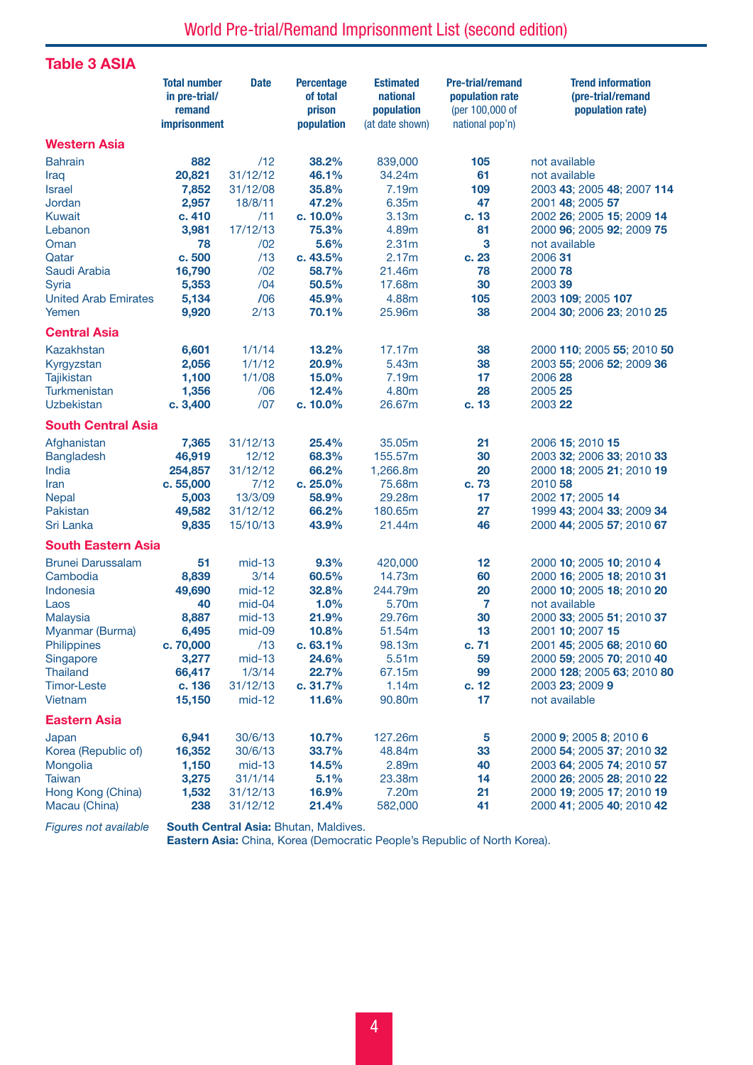## Table 3 ASIA

| | Total number in pre-trial/ remand imprisonment | Date | Percentage of total prison population | Estimated national population (at date shown) | Pre-trial/remand population rate (per 100,000 of national pop'n) | Trend information (pre-trial/remand population rate) |
|---|---|---|---|---|---|---|
| **Western Asia** | | | | | | |
| Bahrain | **882** | /12 | **38.2%** | 839,000 | **105** | not available |
| Iraq | **20,821** | 31/12/12 | **46.1%** | 34.24m | **61** | not available |
| Israel | **7,852** | 31/12/08 | **35.8%** | 7.19m | **109** | 2003 **43**; 2005 **48**; 2007 **114** |
| Jordan | **2,957** | 18/8/11 | **47.2%** | 6.35m | **47** | 2001 **48**; 2005 **57** |
| Kuwait | **c. 410** | /11 | **c. 10.0%** | 3.13m | **c. 13** | 2002 **26**; 2005 **15**; 2009 **14** |
| Lebanon | **3,981** | 17/12/13 | **75.3%** | 4.89m | **81** | 2000 **96**; 2005 **92**; 2009 **75** |
| Oman | **78** | /02 | **5.6%** | 2.31m | **3** | not available |
| Qatar | **c. 500** | /13 | **c. 43.5%** | 2.17m | **c. 23** | 2006 **31** |
| Saudi Arabia | **16,790** | /02 | **58.7%** | 21.46m | **78** | 2000 **78** |
| Syria | **5,353** | /04 | **50.5%** | 17.68m | **30** | 2003 **39** |
| United Arab Emirates | **5,134** | /06 | **45.9%** | 4.88m | **105** | 2003 **109**; 2005 **107** |
| Yemen | **9,920** | 2/13 | **70.1%** | 25.96m | **38** | 2004 **30**; 2006 **23**; 2010 **25** |
| **Central Asia** | | | | | | |
| Kazakhstan | **6,601** | 1/1/14 | **13.2%** | 17.17m | **38** | 2000 **110**; 2005 **55**; 2010 **50** |
| Kyrgyzstan | **2,056** | 1/1/12 | **20.9%** | 5.43m | **38** | 2003 **55**; 2006 **52**; 2009 **36** |
| Tajikistan | **1,100** | 1/1/08 | **15.0%** | 7.19m | **17** | 2006 **28** |
| Turkmenistan | **1,356** | /06 | **12.4%** | 4.80m | **28** | 2005 **25** |
| Uzbekistan | **c. 3,400** | /07 | **c. 10.0%** | 26.67m | **c. 13** | 2003 **22** |
| **South Central Asia** | | | | | | |
| Afghanistan | **7,365** | 31/12/13 | **25.4%** | 35.05m | **21** | 2006 **15**; 2010 **15** |
| Bangladesh | **46,919** | 12/12 | **68.3%** | 155.57m | **30** | 2003 **32**; 2006 **33**; 2010 **33** |
| India | **254,857** | 31/12/12 | **66.2%** | 1,266.8m | **20** | 2000 **18**; 2005 **21**; 2010 **19** |
| Iran | **c. 55,000** | 7/12 | **c. 25.0%** | 75.68m | **c. 73** | 2010 **58** |
| Nepal | **5,003** | 13/3/09 | **58.9%** | 29.28m | **17** | 2002 **17**; 2005 **14** |
| Pakistan | **49,582** | 31/12/12 | **66.2%** | 180.65m | **27** | 1999 **43**; 2004 **33**; 2009 **34** |
| Sri Lanka | **9,835** | 15/10/13 | **43.9%** | 21.44m | **46** | 2000 **44**; 2005 **57**; 2010 **67** |
| **South Eastern Asia** | | | | | | |
| Brunei Darussalam | **51** | mid-13 | **9.3%** | 420,000 | **12** | 2000 **10**; 2005 **10**; 2010 **4** |
| Cambodia | **8,839** | 3/14 | **60.5%** | 14.73m | **60** | 2000 **16**; 2005 **18**; 2010 **31** |
| Indonesia | **49,690** | mid-12 | **32.8%** | 244.79m | **20** | 2000 **10**; 2005 **18**; 2010 **20** |
| Laos | **40** | mid-04 | **1.0%** | 5.70m | **7** | not available |
| Malaysia | **8,887** | mid-13 | **21.9%** | 29.76m | **30** | 2000 **33**; 2005 **51**; 2010 **37** |
| Myanmar (Burma) | **6,495** | mid-09 | **10.8%** | 51.54m | **13** | 2001 **10**; 2007 **15** |
| Philippines | **c. 70,000** | /13 | **c. 63.1%** | 98.13m | **c. 71** | 2001 **45**; 2005 **68**; 2010 **60** |
| Singapore | **3,277** | mid-13 | **24.6%** | 5.51m | **59** | 2000 **59**; 2005 **70**; 2010 **40** |
| Thailand | **66,417** | 1/3/14 | **22.7%** | 67.15m | **99** | 2000 **128**; 2005 **63**; 2010 **80** |
| Timor-Leste | **c. 136** | 31/12/13 | **c. 31.7%** | 1.14m | **c. 12** | 2003 **23**; 2009 **9** |
| Vietnam | **15,150** | mid-12 | **11.6%** | 90.80m | **17** | not available |
| **Eastern Asia** | | | | | | |
| Japan | **6,941** | 30/6/13 | **10.7%** | 127.26m | **5** | 2000 **9**; 2005 **8**; 2010 **6** |
| Korea (Republic of) | **16,352** | 30/6/13 | **33.7%** | 48.84m | **33** | 2000 **54**; 2005 **37**; 2010 **32** |
| Mongolia | **1,150** | mid-13 | **14.5%** | 2.89m | **40** | 2003 **64**; 2005 **74**; 2010 **57** |
| Taiwan | **3,275** | 31/1/14 | **5.1%** | 23.38m | **14** | 2000 **26**; 2005 **28**; 2010 **22** |
| Hong Kong (China) | **1,532** | 31/12/13 | **16.9%** | 7.20m | **21** | 2000 **19**; 2005 **17**; 2010 **19** |
| Macau (China) | **238** | 31/12/12 | **21.4%** | 582,000 | **41** | 2000 **41**; 2005 **40**; 2010 **42** |

*Figures not available* **South Central Asia:** Bhutan, Maldives.
**Eastern Asia:** China, Korea (Democratic People's Republic of North Korea).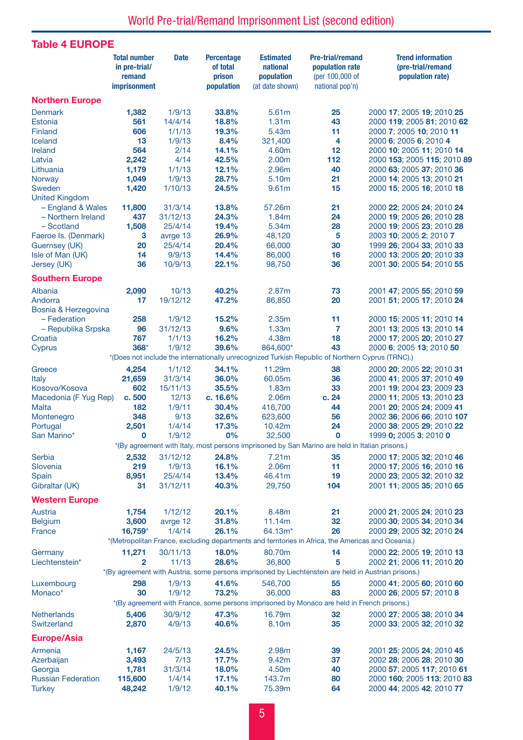## Table 4 EUROPE

| | Total number in pre-trial/ remand imprisonment | Date | Percentage of total prison population | Estimated national population (at date shown) | Pre-trial/remand population rate (per 100,000 of national pop'n) | Trend information (pre-trial/remand population rate) |
|---|---|---|---|---|---|---|
| **Northern Europe** | | | | | | |
| Denmark | **1,382** | 1/9/13 | **33.8%** | 5.61m | **25** | 2000 **17**; 2005 **19**; 2010 **25** |
| Estonia | **561** | 14/4/14 | **18.8%** | 1.31m | **43** | 2000 **119**; 2005 **81**; 2010 **62** |
| Finland | **606** | 1/1/13 | **19.3%** | 5.43m | **11** | 2000 **7**; 2005 **10**; 2010 **11** |
| Iceland | **13** | 1/9/13 | **8.4%** | 321,400 | **4** | 2000 **6**; 2005 **6**; 2010 **4** |
| Ireland | **564** | 2/14 | **14.1%** | 4.60m | **12** | 2000 **10**; 2005 **11**; 2010 **14** |
| Latvia | **2,242** | 4/14 | **42.5%** | 2.00m | **112** | 2000 **153**; 2005 **115**; 2010 **89** |
| Lithuania | **1,179** | 1/1/13 | **12.1%** | 2.96m | **40** | 2000 **63**; 2005 **37**; 2010 **36** |
| Norway | **1,049** | 1/9/13 | **28.7%** | 5.10m | **21** | 2000 **14**; 2005 **13**; 2010 **21** |
| Sweden | **1,420** | 1/10/13 | **24.5%** | 9.61m | **15** | 2000 **15**; 2005 **16**; 2010 **18** |
| United Kingdom | | | | | | |
| – England & Wales | **11,800** | 31/3/14 | **13.8%** | 57.26m | **21** | 2000 **22**; 2005 **24**; 2010 **24** |
| – Northern Ireland | **437** | 31/12/13 | **24.3%** | 1.84m | **24** | 2000 **19**; 2005 **26**; 2010 **28** |
| – Scotland | **1,508** | 25/4/14 | **19.4%** | 5.34m | **28** | 2000 **19**; 2005 **23**; 2010 **28** |
| Faeroe Is. (Denmark) | **3** | avrge 13 | **26.9%** | 48,120 | **5** | 2003 **10**; 2005 **2**; 2010 **7** |
| Guernsey (UK) | **20** | 25/4/14 | **20.4%** | 66,000 | **30** | 1999 **26**; 2004 **33**; 2010 **33** |
| Isle of Man (UK) | **14** | 9/9/13 | **14.4%** | 86,000 | **16** | 2000 **13**; 2005 **20**; 2010 **33** |
| Jersey (UK) | **36** | 10/9/13 | **22.1%** | 98,750 | **36** | 2001 **30**; 2005 **54**; 2010 **55** |
| **Southern Europe** | | | | | | |
| Albania | **2,090** | 10/13 | **40.2%** | 2.87m | **73** | 2001 **47**; 2005 **55**; 2010 **59** |
| Andorra | **17** | 19/12/12 | **47.2%** | 86,850 | **20** | 2001 **51**; 2005 **17**; 2010 **24** |
| Bosnia & Herzegovina | | | | | | |
| – Federation | **258** | 1/9/12 | **15.2%** | 2.35m | **11** | 2000 **15**; 2005 **11**; 2010 **14** |
| – Republika Srpska | **96** | 31/12/13 | **9.6%** | 1.33m | **7** | 2001 **13**; 2005 **13**; 2010 **14** |
| Croatia | **767** | 1/1/13 | **16.2%** | 4.38m | **18** | 2000 **17**; 2005 **20**; 2010 **27** |
| Cyprus | **368***| 1/9/12 | **39.6%** | 864,600* | **43** | 2000 **6**; 2005 **13**; 2010 **50** |
| *(Does not include the internationally unrecognized Turkish Republic of Northern Cyprus (TRNC).) | | | | | | |
| Greece | **4,254** | 1/1/12 | **34.1%** | 11.29m | **38** | 2000 **20**; 2005 **22**; 2010 **31** |
| Italy | **21,659** | 31/3/14 | **36.0%** | 60.05m | **36** | 2000 **41**; 2005 **37**; 2010 **49** |
| Kosovo/Kosova | **602** | 15/11/13 | **35.5%** | 1.83m | **33** | 2001 **19**; 2004 **23**; 2009 **23** |
| Macedonia (F Yug Rep) | **c. 500** | 12/13 | **c. 16.6%** | 2.06m | **c. 24** | 2000 **11**; 2005 **13**; 2010 **23** |
| Malta | **182** | 1/9/11 | **30.4%** | 416,700 | **44** | 2001 **20**; 2005 **24**; 2009 **41** |
| Montenegro | **348** | 9/13 | **32.6%** | 623,600 | **56** | 2002 **36**; 2006 **66**; 2010 **107** |
| Portugal | **2,501** | 1/4/14 | **17.3%** | 10.42m | **24** | 2000 **38**; 2005 **29**; 2010 **22** |
| San Marino* | **0** | 1/9/12 | **0%** | 32,500 | **0** | 1999 **0**; 2005 **3**; 2010 **0** |
| *(By agreement with Italy, most persons imprisoned by San Marino are held in Italian prisons.) | | | | | | |
| Serbia | **2,532** | 31/12/12 | **24.8%** | 7.21m | **35** | 2000 **17**; 2005 **32**; 2010 **46** |
| Slovenia | **219** | 1/9/13 | **16.1%** | 2.06m | **11** | 2000 **17**; 2005 **16**; 2010 **16** |
| Spain | **8,951** | 25/4/14 | **13.4%** | 46.41m | **19** | 2000 **23**; 2005 **32**; 2010 **32** |
| Gibraltar (UK) | **31** | 31/12/11 | **40.3%** | 29,750 | **104** | 2001 **11**; 2005 **35**; 2010 **65** |
| **Western Europe** | | | | | | |
| Austria | **1,754** | 1/12/12 | **20.1%** | 8.48m | **21** | 2000 **21**; 2005 **24**; 2010 **23** |
| Belgium | **3,600** | avrge 12 | **31.8%** | 11.14m | **32** | 2000 **30**; 2005 **34**; 2010 **34** |
| France | **16,759*** | 1/4/14 | **26.1%** | 64.13m* | **26** | 2000 **29**; 2005 **32**; 2010 **24** |
| *(Metropolitan France, excluding departments and territories in Africa, the Americas and Oceania.) | | | | | | |
| Germany | **11,271** | 30/11/13 | **18.0%** | 80.70m | **14** | 2000 **22**; 2005 **19**; 2010 **13** |
| Liechtenstein* | **2** | 11/13 | **28.6%** | 36,800 | **5** | 2002 **21**; 2006 **11**; 2010 **20** |
| *(By agreement with Austria, some persons imprisoned by Liechtenstein are held in Austrian prisons.) | | | | | | |
| Luxembourg | **298** | 1/9/13 | **41.6%** | 546,700 | **55** | 2000 **41**; 2005 **60**; 2010 **60** |
| Monaco* | **30** | 1/9/12 | **73.2%** | 36,000 | **83** | 2000 **26**; 2005 **57**; 2010 **8** |
| *(By agreement with France, some persons imprisoned by Monaco are held in French prisons.) | | | | | | |
| Netherlands | **5,406** | 30/9/12 | **47.3%** | 16.79m | **32** | 2000 **27**; 2005 **38**; 2010 **34** |
| Switzerland | **2,870** | 4/9/13 | **40.6%** | 8.10m | **35** | 2000 **33**; 2005 **32**; 2010 **32** |
| **Europe/Asia** | | | | | | |
| Armenia | **1,167** | 24/5/13 | **24.5%** | 2.98m | **39** | 2001 **25**; 2005 **24**; 2010 **45** |
| Azerbaijan | **3,493** | 7/13 | **17.7%** | 9.42m | **37** | 2002 **28**; 2006 **28**; 2010 **30** |
| Georgia | **1,781** | 31/3/14 | **18.0%** | 4.50m | **40** | 2000 **57**; 2005 **117**; 2010 **61** |
| Russian Federation | **115,600** | 1/4/14 | **17.1%** | 143.7m | **80** | 2000 **160**; 2005 **113**; 2010 **83** |
| Turkey | **48,242** | 1/9/12 | **40.1%** | 75.39m | **64** | 2000 **44**; 2005 **42**; 2010 **77** |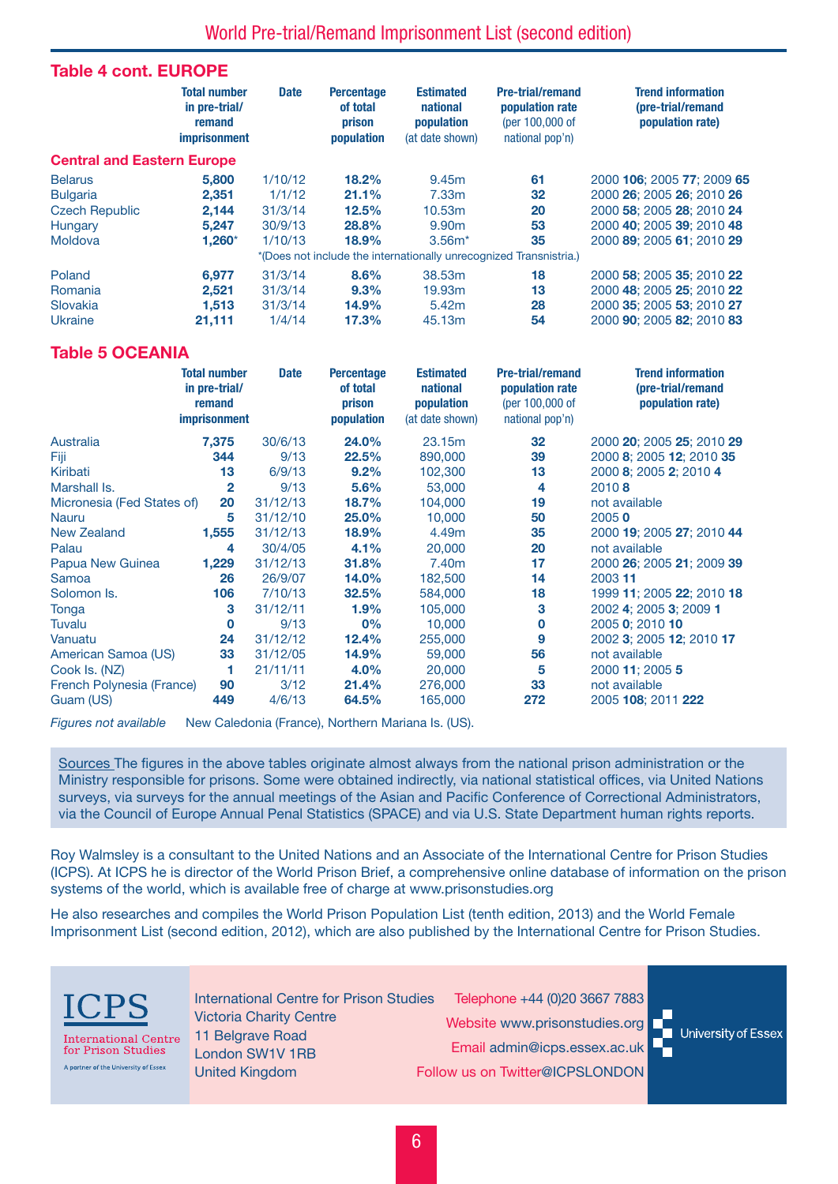## Table 4 cont. EUROPE

| | Total number in pre-trial/ remand imprisonment | Date | Percentage of total prison population | Estimated national population (at date shown) | Pre-trial/remand population rate (per 100,000 of national pop'n) | Trend information (pre-trial/remand population rate) |
|---|---|---|---|---|---|---|
| **Central and Eastern Europe** | | | | | | |
| Belarus | **5,800** | 1/10/12 | **18.2%** | 9.45m | **61** | 2000 **106**; 2005 **77**; 2009 **65** |
| Bulgaria | **2,351** | 1/1/12 | **21.1%** | 7.33m | **32** | 2000 **26**; 2005 **26**; 2010 **26** |
| Czech Republic | **2,144** | 31/3/14 | **12.5%** | 10.53m | **20** | 2000 **58**; 2005 **28**; 2010 **24** |
| Hungary | **5,247** | 30/9/13 | **28.8%** | 9.90m | **53** | 2000 **40**; 2005 **39**; 2010 **48** |
| Moldova | **1,260***\* | 1/10/13 | **18.9%** | 3.56m* | **35** | 2000 **89**; 2005 **61**; 2010 **29** |
| Poland | **6,977** | 31/3/14 | **8.6%** | 38.53m | **18** | 2000 **58**; 2005 **35**; 2010 **22** |
| Romania | **2,521** | 31/3/14 | **9.3%** | 19.93m | **13** | 2000 **48**; 2005 **25**; 2010 **22** |
| Slovakia | **1,513** | 31/3/14 | **14.9%** | 5.42m | **28** | 2000 **35**; 2005 **53**; 2010 **27** |
| Ukraine | **21,111** | 1/4/14 | **17.3%** | 45.13m | **54** | 2000 **90**; 2005 **82**; 2010 **83** |

*(Does not include the internationally unrecognized Transnistria.)

## Table 5 OCEANIA

| | Total number in pre-trial/ remand imprisonment | Date | Percentage of total prison population | Estimated national population (at date shown) | Pre-trial/remand population rate (per 100,000 of national pop'n) | Trend information (pre-trial/remand population rate) |
|---|---|---|---|---|---|---|
| Australia | **7,375** | 30/6/13 | **24.0%** | 23.15m | **32** | 2000 **20**; 2005 **25**; 2010 **29** |
| Fiji | **344** | 9/13 | **22.5%** | 890,000 | **39** | 2000 **8**; 2005 **12**; 2010 **35** |
| Kiribati | **13** | 6/9/13 | **9.2%** | 102,300 | **13** | 2000 **8**; 2005 **2**; 2010 **4** |
| Marshall Is. | **2** | 9/13 | **5.6%** | 53,000 | **4** | 2010 **8** |
| Micronesia (Fed States of) | **20** | 31/12/13 | **18.7%** | 104,000 | **19** | not available |
| Nauru | **5** | 31/12/10 | **25.0%** | 10,000 | **50** | 2005 **0** |
| New Zealand | **1,555** | 31/12/13 | **18.9%** | 4.49m | **35** | 2000 **19**; 2005 **27**; 2010 **44** |
| Palau | **4** | 30/4/05 | **4.1%** | 20,000 | **20** | not available |
| Papua New Guinea | **1,229** | 31/12/13 | **31.8%** | 7.40m | **17** | 2000 **26**; 2005 **21**; 2009 **39** |
| Samoa | **26** | 26/9/07 | **14.0%** | 182,500 | **14** | 2003 **11** |
| Solomon Is. | **106** | 7/10/13 | **32.5%** | 584,000 | **18** | 1999 **11**; 2005 **22**; 2010 **18** |
| Tonga | **3** | 31/12/11 | **1.9%** | 105,000 | **3** | 2002 **4**; 2005 **3**; 2009 **1** |
| Tuvalu | **0** | 9/13 | **0%** | 10,000 | **0** | 2005 **0**; 2010 **10** |
| Vanuatu | **24** | 31/12/12 | **12.4%** | 255,000 | **9** | 2002 **3**; 2005 **12**; 2010 **17** |
| American Samoa (US) | **33** | 31/12/05 | **14.9%** | 59,000 | **56** | not available |
| Cook Is. (NZ) | **1** | 21/11/11 | **4.0%** | 20,000 | **5** | 2000 **11**; 2005 **5** |
| French Polynesia (France) | **90** | 3/12 | **21.4%** | 276,000 | **33** | not available |
| Guam (US) | **449** | 4/6/13 | **64.5%** | 165,000 | **272** | 2005 **108**; 2011 **222** |

*Figures not available* New Caledonia (France), Northern Mariana Is. (US).

Sources The figures in the above tables originate almost always from the national prison administration or the Ministry responsible for prisons. Some were obtained indirectly, via national statistical offices, via United Nations surveys, via surveys for the annual meetings of the Asian and Pacific Conference of Correctional Administrators, via the Council of Europe Annual Penal Statistics (SPACE) and via U.S. State Department human rights reports.

Roy Walmsley is a consultant to the United Nations and an Associate of the International Centre for Prison Studies (ICPS). At ICPS he is director of the World Prison Brief, a comprehensive online database of information on the prison systems of the world, which is available free of charge at www.prisonstudies.org

He also researches and compiles the World Prison Population List (tenth edition, 2013) and the World Female Imprisonment List (second edition, 2012), which are also published by the International Centre for Prison Studies.

ICPS
International Centre for Prison Studies
A partner of the University of Essex

International Centre for Prison Studies
Victoria Charity Centre
11 Belgrave Road
London SW1V 1RB
United Kingdom

Telephone +44 (0)20 3667 7883
Website www.prisonstudies.org
Email admin@icps.essex.ac.uk
Follow us on Twitter@ICPSLONDON

University of Essex